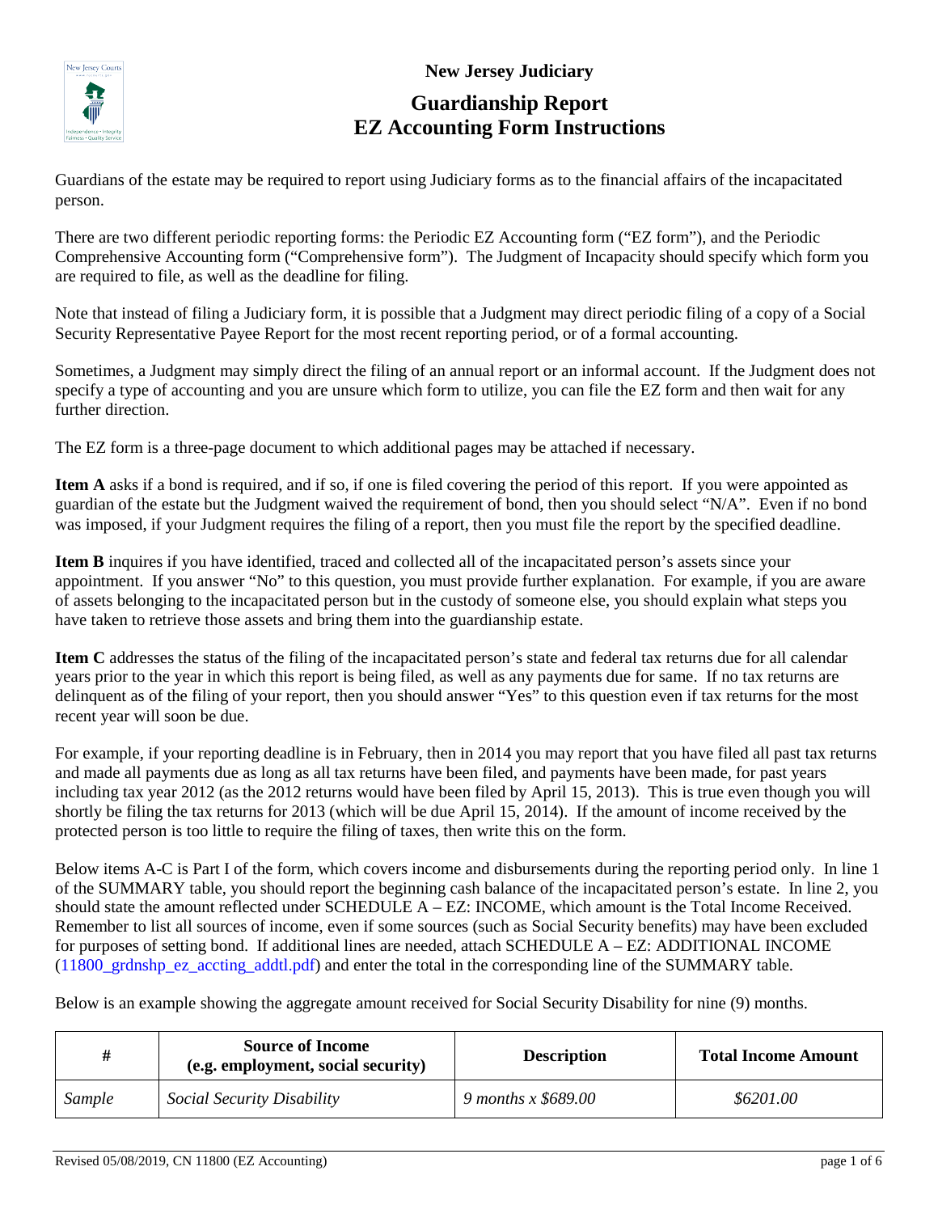**New Jersey Judiciary**

# Guardianship Report
# EZ Accounting Form Instructions

Guardians of the estate may be required to report using Judiciary forms as to the financial affairs of the incapacitated person.

There are two different periodic reporting forms: the Periodic EZ Accounting form ("EZ form"), and the Periodic Comprehensive Accounting form ("Comprehensive form"). The Judgment of Incapacity should specify which form you are required to file, as well as the deadline for filing.

Note that instead of filing a Judiciary form, it is possible that a Judgment may direct periodic filing of a copy of a Social Security Representative Payee Report for the most recent reporting period, or of a formal accounting.

Sometimes, a Judgment may simply direct the filing of an annual report or an informal account. If the Judgment does not specify a type of accounting and you are unsure which form to utilize, you can file the EZ form and then wait for any further direction.

The EZ form is a three-page document to which additional pages may be attached if necessary.

**Item A** asks if a bond is required, and if so, if one is filed covering the period of this report. If you were appointed as guardian of the estate but the Judgment waived the requirement of bond, then you should select "N/A". Even if no bond was imposed, if your Judgment requires the filing of a report, then you must file the report by the specified deadline.

**Item B** inquires if you have identified, traced and collected all of the incapacitated person's assets since your appointment. If you answer "No" to this question, you must provide further explanation. For example, if you are aware of assets belonging to the incapacitated person but in the custody of someone else, you should explain what steps you have taken to retrieve those assets and bring them into the guardianship estate.

**Item C** addresses the status of the filing of the incapacitated person's state and federal tax returns due for all calendar years prior to the year in which this report is being filed, as well as any payments due for same. If no tax returns are delinquent as of the filing of your report, then you should answer "Yes" to this question even if tax returns for the most recent year will soon be due.

For example, if your reporting deadline is in February, then in 2014 you may report that you have filed all past tax returns and made all payments due as long as all tax returns have been filed, and payments have been made, for past years including tax year 2012 (as the 2012 returns would have been filed by April 15, 2013). This is true even though you will shortly be filing the tax returns for 2013 (which will be due April 15, 2014). If the amount of income received by the protected person is too little to require the filing of taxes, then write this on the form.

Below items A-C is Part I of the form, which covers income and disbursements during the reporting period only. In line 1 of the SUMMARY table, you should report the beginning cash balance of the incapacitated person's estate. In line 2, you should state the amount reflected under SCHEDULE A – EZ: INCOME, which amount is the Total Income Received. Remember to list all sources of income, even if some sources (such as Social Security benefits) may have been excluded for purposes of setting bond. If additional lines are needed, attach SCHEDULE A – EZ: ADDITIONAL INCOME (11800_grdnshp_ez_accting_addtl.pdf) and enter the total in the corresponding line of the SUMMARY table.

Below is an example showing the aggregate amount received for Social Security Disability for nine (9) months.

| # | Source of Income (e.g. employment, social security) | Description | Total Income Amount |
|---|---|---|---|
| *Sample* | *Social Security Disability* | *9 months x $689.00* | *$6201.00* |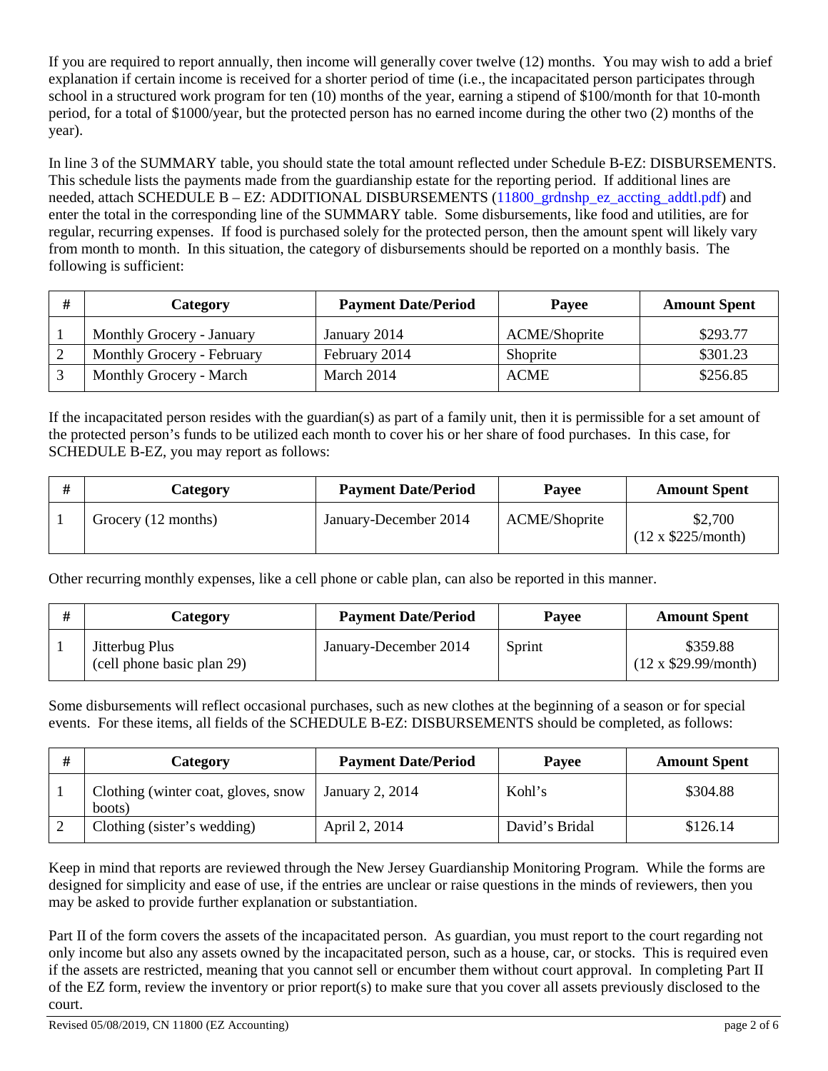If you are required to report annually, then income will generally cover twelve (12) months. You may wish to add a brief explanation if certain income is received for a shorter period of time (i.e., the incapacitated person participates through school in a structured work program for ten (10) months of the year, earning a stipend of $100/month for that 10-month period, for a total of $1000/year, but the protected person has no earned income during the other two (2) months of the year).

In line 3 of the SUMMARY table, you should state the total amount reflected under Schedule B-EZ: DISBURSEMENTS. This schedule lists the payments made from the guardianship estate for the reporting period. If additional lines are needed, attach SCHEDULE B – EZ: ADDITIONAL DISBURSEMENTS (11800_grdnshp_ez_accting_addtl.pdf) and enter the total in the corresponding line of the SUMMARY table. Some disbursements, like food and utilities, are for regular, recurring expenses. If food is purchased solely for the protected person, then the amount spent will likely vary from month to month. In this situation, the category of disbursements should be reported on a monthly basis. The following is sufficient:

| # | Category | Payment Date/Period | Payee | Amount Spent |
|---|---|---|---|---|
| 1 | Monthly Grocery - January | January 2014 | ACME/Shoprite | $293.77 |
| 2 | Monthly Grocery - February | February 2014 | Shoprite | $301.23 |
| 3 | Monthly Grocery - March | March 2014 | ACME | $256.85 |

If the incapacitated person resides with the guardian(s) as part of a family unit, then it is permissible for a set amount of the protected person's funds to be utilized each month to cover his or her share of food purchases. In this case, for SCHEDULE B-EZ, you may report as follows:

| # | Category | Payment Date/Period | Payee | Amount Spent |
|---|---|---|---|---|
| 1 | Grocery (12 months) | January-December 2014 | ACME/Shoprite | $2,700 (12 x $225/month) |

Other recurring monthly expenses, like a cell phone or cable plan, can also be reported in this manner.

| # | Category | Payment Date/Period | Payee | Amount Spent |
|---|---|---|---|---|
| 1 | Jitterbug Plus (cell phone basic plan 29) | January-December 2014 | Sprint | $359.88 (12 x $29.99/month) |

Some disbursements will reflect occasional purchases, such as new clothes at the beginning of a season or for special events. For these items, all fields of the SCHEDULE B-EZ: DISBURSEMENTS should be completed, as follows:

| # | Category | Payment Date/Period | Payee | Amount Spent |
|---|---|---|---|---|
| 1 | Clothing (winter coat, gloves, snow boots) | January 2, 2014 | Kohl's | $304.88 |
| 2 | Clothing (sister's wedding) | April 2, 2014 | David's Bridal | $126.14 |

Keep in mind that reports are reviewed through the New Jersey Guardianship Monitoring Program. While the forms are designed for simplicity and ease of use, if the entries are unclear or raise questions in the minds of reviewers, then you may be asked to provide further explanation or substantiation.

Part II of the form covers the assets of the incapacitated person. As guardian, you must report to the court regarding not only income but also any assets owned by the incapacitated person, such as a house, car, or stocks. This is required even if the assets are restricted, meaning that you cannot sell or encumber them without court approval. In completing Part II of the EZ form, review the inventory or prior report(s) to make sure that you cover all assets previously disclosed to the court.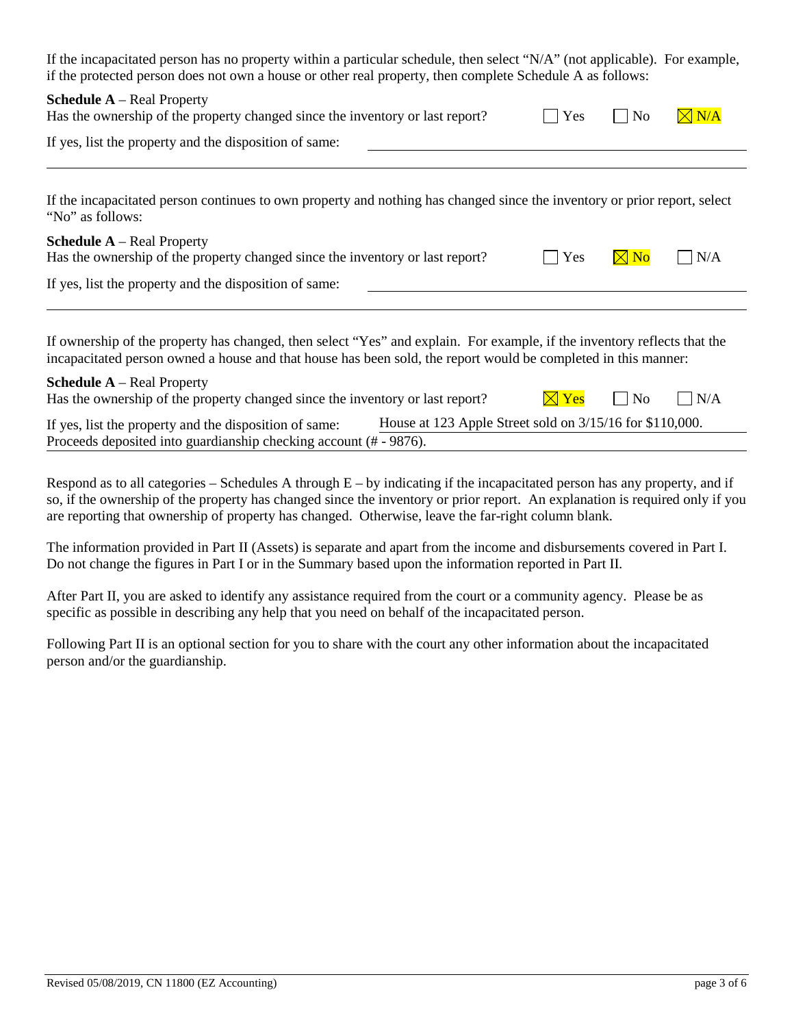If the incapacitated person has no property within a particular schedule, then select "N/A" (not applicable). For example, if the protected person does not own a house or other real property, then complete Schedule A as follows:

**Schedule A** – Real Property
Has the ownership of the property changed since the inventory or last report? ☐ Yes ☐ No ☒ N/A

If yes, list the property and the disposition of same: ______________________

If the incapacitated person continues to own property and nothing has changed since the inventory or prior report, select "No" as follows:

**Schedule A** – Real Property
Has the ownership of the property changed since the inventory or last report? ☐ Yes ☒ No ☐ N/A

If yes, list the property and the disposition of same: ______________________

If ownership of the property has changed, then select "Yes" and explain. For example, if the inventory reflects that the incapacitated person owned a house and that house has been sold, the report would be completed in this manner:

**Schedule A** – Real Property
Has the ownership of the property changed since the inventory or last report? ☒ Yes ☐ No ☐ N/A

If yes, list the property and the disposition of same: House at 123 Apple Street sold on 3/15/16 for $110,000. Proceeds deposited into guardianship checking account (# - 9876).

Respond as to all categories – Schedules A through E – by indicating if the incapacitated person has any property, and if so, if the ownership of the property has changed since the inventory or prior report. An explanation is required only if you are reporting that ownership of property has changed. Otherwise, leave the far-right column blank.

The information provided in Part II (Assets) is separate and apart from the income and disbursements covered in Part I. Do not change the figures in Part I or in the Summary based upon the information reported in Part II.

After Part II, you are asked to identify any assistance required from the court or a community agency. Please be as specific as possible in describing any help that you need on behalf of the incapacitated person.

Following Part II is an optional section for you to share with the court any other information about the incapacitated person and/or the guardianship.

Revised 05/08/2019, CN 11800 (EZ Accounting)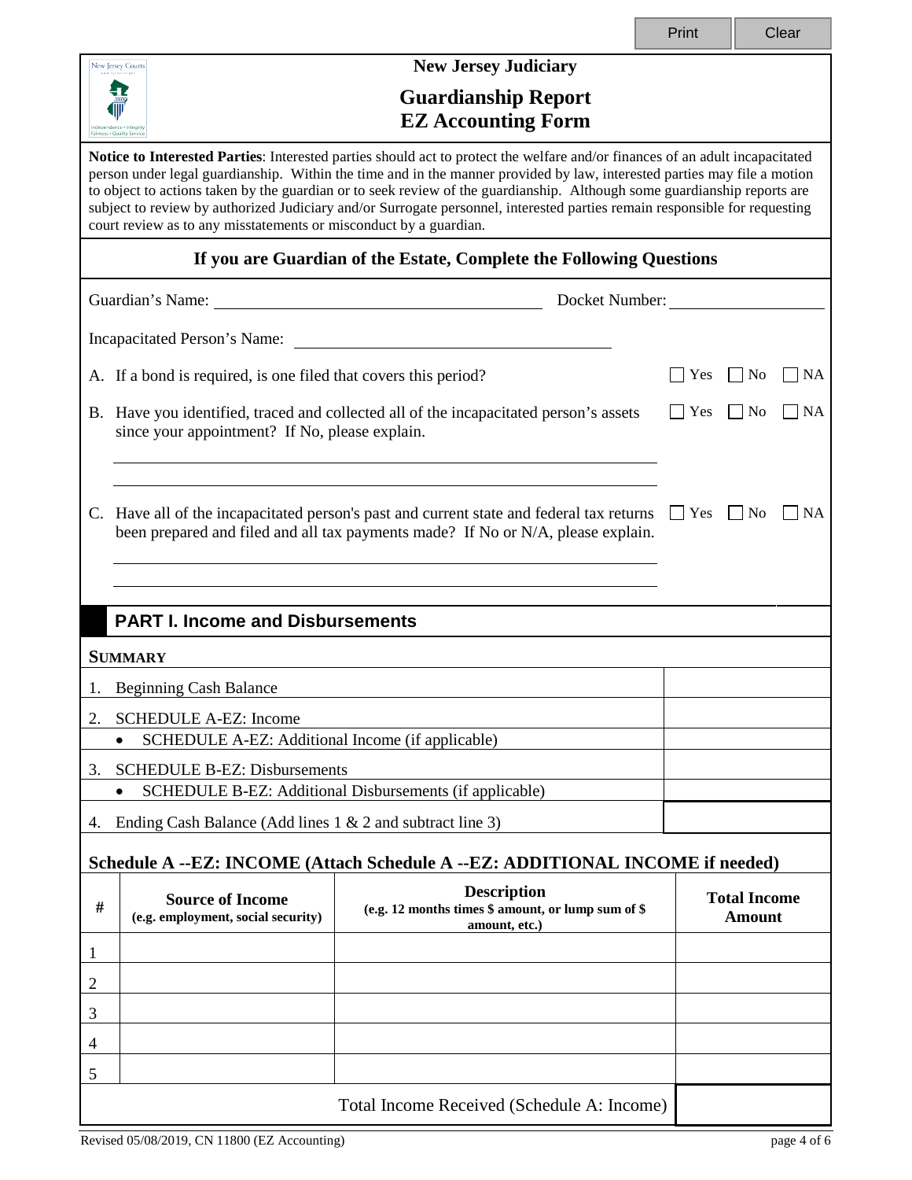Print Clear

**New Jersey Judiciary**

# Guardianship Report
# EZ Accounting Form

**Notice to Interested Parties**: Interested parties should act to protect the welfare and/or finances of an adult incapacitated person under legal guardianship. Within the time and in the manner provided by law, interested parties may file a motion to object to actions taken by the guardian or to seek review of the guardianship. Although some guardianship reports are subject to review by authorized Judiciary and/or Surrogate personnel, interested parties remain responsible for requesting court review as to any misstatements or misconduct by a guardian.

## If you are Guardian of the Estate, Complete the Following Questions

Guardian's Name: ______________________ Docket Number: ______________

Incapacitated Person's Name: ______________________

A. If a bond is required, is one filed that covers this period? ☐ Yes ☐ No ☐ NA

B. Have you identified, traced and collected all of the incapacitated person's assets since your appointment? If No, please explain. ☐ Yes ☐ No ☐ NA

______________________________________________

______________________________________________

C. Have all of the incapacitated person's past and current state and federal tax returns been prepared and filed and all tax payments made? If No or N/A, please explain. ☐ Yes ☐ No ☐ NA

______________________________________________

______________________________________________

## PART I. Income and Disbursements

**SUMMARY**

| | |
|---|---|
| 1. Beginning Cash Balance | |
| 2. SCHEDULE A-EZ: Income | |
| • SCHEDULE A-EZ: Additional Income (if applicable) | |
| 3. SCHEDULE B-EZ: Disbursements | |
| • SCHEDULE B-EZ: Additional Disbursements (if applicable) | |
| 4. Ending Cash Balance (Add lines 1 & 2 and subtract line 3) | |

### Schedule A --EZ: INCOME (Attach Schedule A --EZ: ADDITIONAL INCOME if needed)

| # | Source of Income (e.g. employment, social security) | Description (e.g. 12 months times $ amount, or lump sum of $ amount, etc.) | Total Income Amount |
|---|---|---|---|
| 1 | | | |
| 2 | | | |
| 3 | | | |
| 4 | | | |
| 5 | | | |
| | | Total Income Received (Schedule A: Income) | |

Revised 05/08/2019, CN 11800 (EZ Accounting)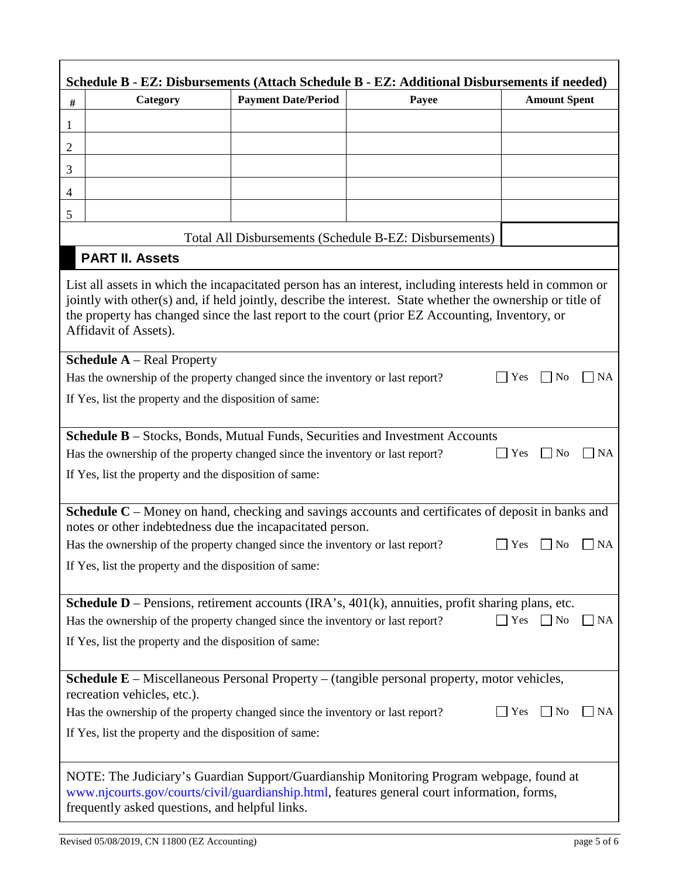### Schedule B - EZ: Disbursements (Attach Schedule B - EZ: Additional Disbursements if needed)

| # | Category | Payment Date/Period | Payee | Amount Spent |
|---|---|---|---|---|
| 1 | | | | |
| 2 | | | | |
| 3 | | | | |
| 4 | | | | |
| 5 | | | | |
| | | | Total All Disbursements (Schedule B-EZ: Disbursements) | |

## PART II. Assets

List all assets in which the incapacitated person has an interest, including interests held in common or jointly with other(s) and, if held jointly, describe the interest. State whether the ownership or title of the property has changed since the last report to the court (prior EZ Accounting, Inventory, or Affidavit of Assets).

**Schedule A** – Real Property

Has the ownership of the property changed since the inventory or last report? ☐ Yes ☐ No ☐ NA

If Yes, list the property and the disposition of same:

**Schedule B** – Stocks, Bonds, Mutual Funds, Securities and Investment Accounts

Has the ownership of the property changed since the inventory or last report? ☐ Yes ☐ No ☐ NA

If Yes, list the property and the disposition of same:

**Schedule C** – Money on hand, checking and savings accounts and certificates of deposit in banks and notes or other indebtedness due the incapacitated person.

Has the ownership of the property changed since the inventory or last report? ☐ Yes ☐ No ☐ NA

If Yes, list the property and the disposition of same:

**Schedule D** – Pensions, retirement accounts (IRA's, 401(k), annuities, profit sharing plans, etc.

Has the ownership of the property changed since the inventory or last report? ☐ Yes ☐ No ☐ NA

If Yes, list the property and the disposition of same:

**Schedule E** – Miscellaneous Personal Property – (tangible personal property, motor vehicles, recreation vehicles, etc.).

Has the ownership of the property changed since the inventory or last report? ☐ Yes ☐ No ☐ NA

If Yes, list the property and the disposition of same:

NOTE: The Judiciary's Guardian Support/Guardianship Monitoring Program webpage, found at www.njcourts.gov/courts/civil/guardianship.html, features general court information, forms, frequently asked questions, and helpful links.

Revised 05/08/2019, CN 11800 (EZ Accounting)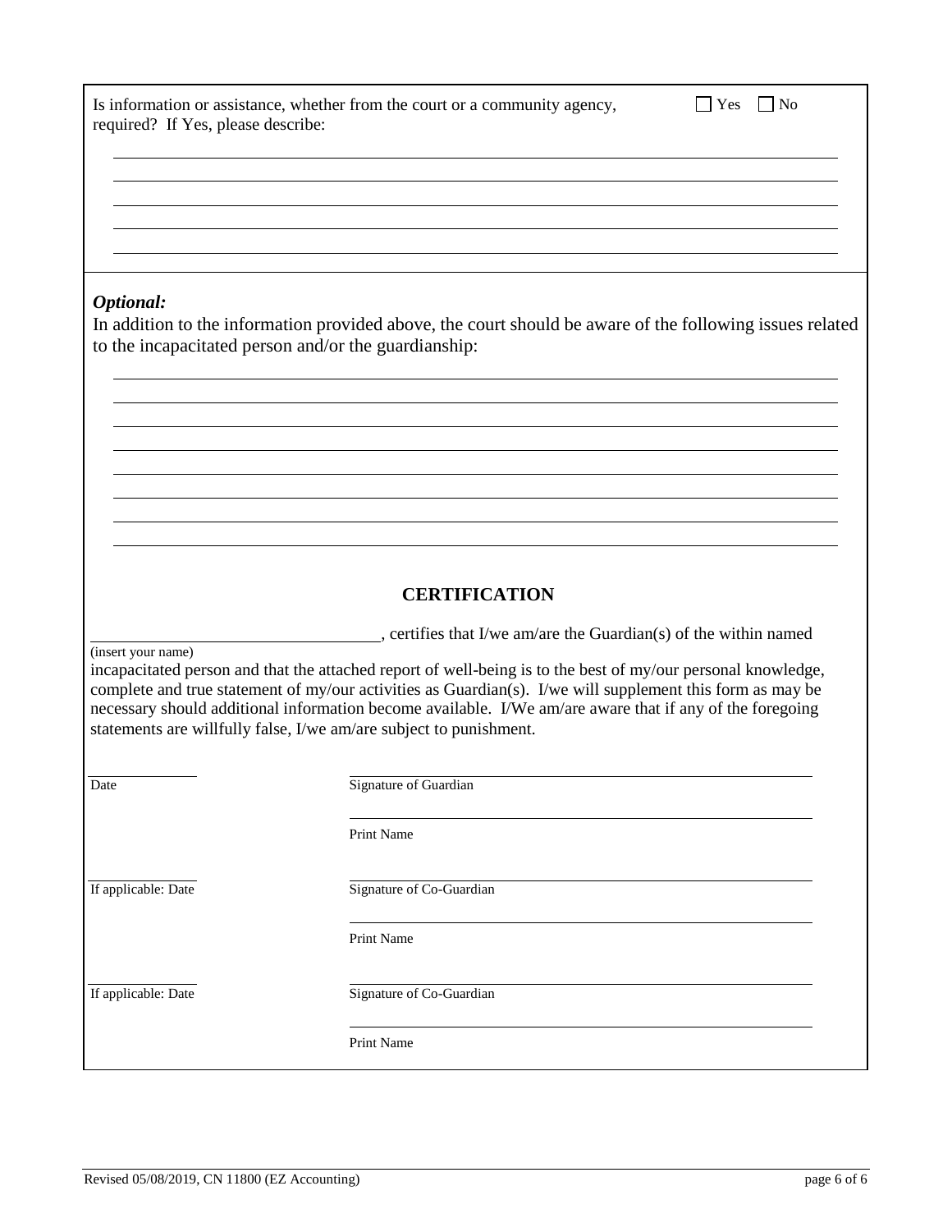Is information or assistance, whether from the court or a community agency, required? If Yes, please describe: ☐ Yes ☐ No

_______________________________________________
_______________________________________________
_______________________________________________
_______________________________________________
_______________________________________________

***Optional:***

In addition to the information provided above, the court should be aware of the following issues related to the incapacitated person and/or the guardianship:

_______________________________________________
_______________________________________________
_______________________________________________
_______________________________________________
_______________________________________________
_______________________________________________
_______________________________________________
_______________________________________________

## CERTIFICATION

_______________________________, certifies that I/we am/are the Guardian(s) of the within named
(insert your name)

incapacitated person and that the attached report of well-being is to the best of my/our personal knowledge, complete and true statement of my/our activities as Guardian(s). I/we will supplement this form as may be necessary should additional information become available. I/We am/are aware that if any of the foregoing statements are willfully false, I/we am/are subject to punishment.

| | |
|---|---|
| ___________ Date | _______________________________ Signature of Guardian |
| | _______________________________ Print Name |
| ___________ If applicable: Date | _______________________________ Signature of Co-Guardian |
| | _______________________________ Print Name |
| ___________ If applicable: Date | _______________________________ Signature of Co-Guardian |
| | _______________________________ Print Name |

Revised 05/08/2019, CN 11800 (EZ Accounting)